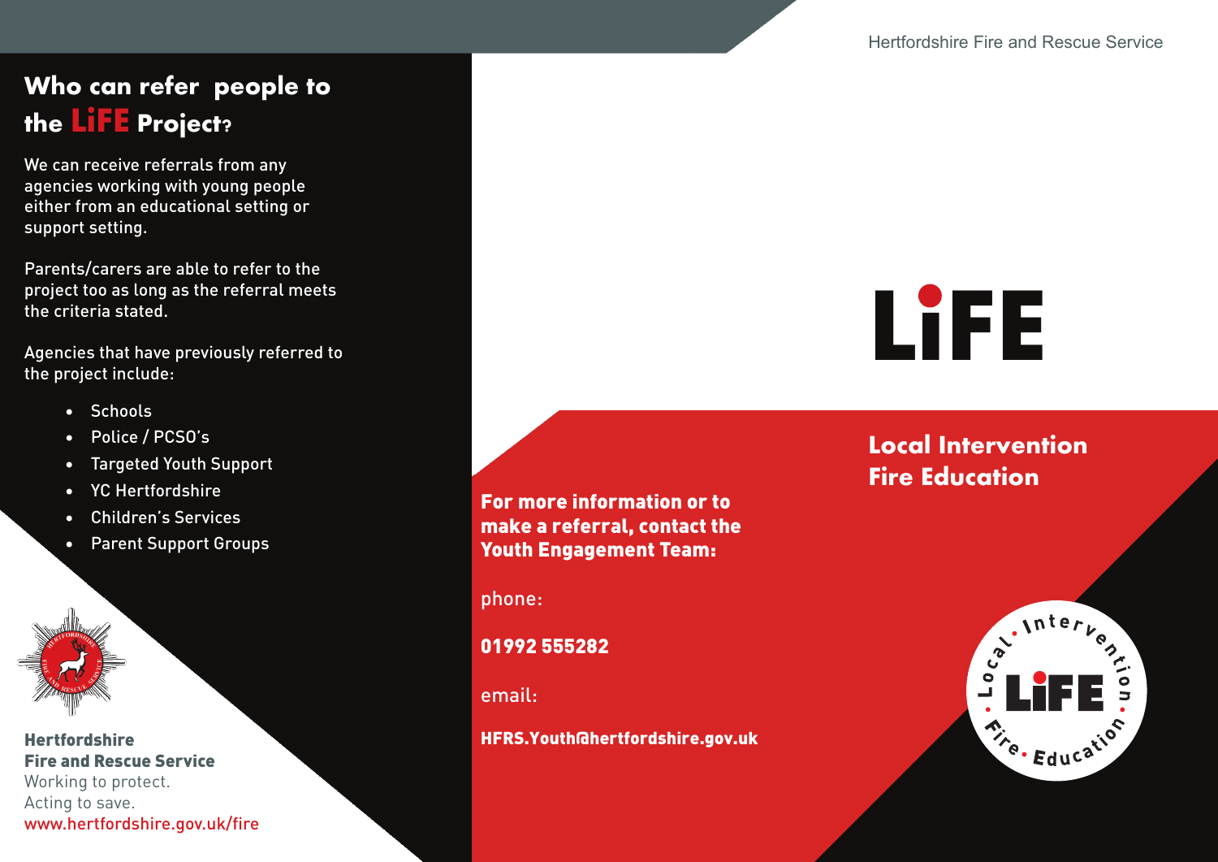## Who can refer people to the LiFE Project?

We can receive referrals from any agencies working with young people either from an educational setting or support setting.

Parents/carers are able to refer to the project too as long as the referral meets the criteria stated.

Agencies that have previously referred to the project include:

- Schools
- Police / PCSO's
- Targeted Youth Support
- YC Hertfordshire
- Children's Services
- Parent Support Groups

**Hertfordshire Fire and Rescue Service**
Working to protect.
Acting to save.
www.hertfordshire.gov.uk/fire

**For more information or to make a referral, contact the Youth Engagement Team:**

phone:

**01992 555282**

email:

**HFRS.Youth@hertfordshire.gov.uk**

Hertfordshire Fire and Rescue Service

# LiFE

## Local Intervention Fire Education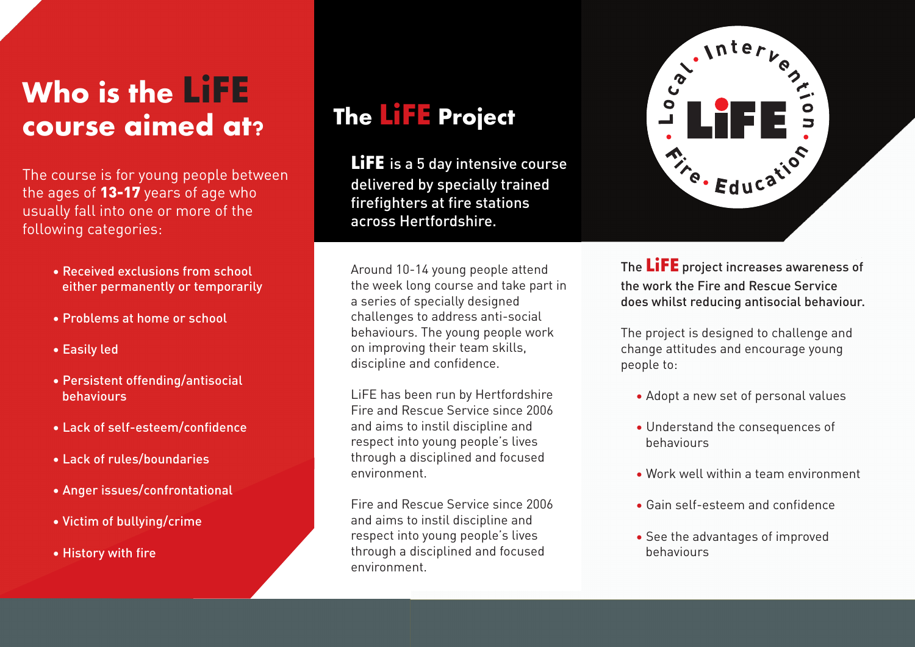# Who is the LiFE course aimed at?

The course is for young people between the ages of **13-17** years of age who usually fall into one or more of the following categories:

- Received exclusions from school either permanently or temporarily
- Problems at home or school
- Easily led
- Persistent offending/antisocial behaviours
- Lack of self-esteem/confidence
- Lack of rules/boundaries
- Anger issues/confrontational
- Victim of bullying/crime
- History with fire

# The LiFE Project

**LiFE** is a 5 day intensive course delivered by specially trained firefighters at fire stations across Hertfordshire.

Around 10-14 young people attend the week long course and take part in a series of specially designed challenges to address anti-social behaviours. The young people work on improving their team skills, discipline and confidence.

LiFE has been run by Hertfordshire Fire and Rescue Service since 2006 and aims to instil discipline and respect into young people's lives through a disciplined and focused environment.

Fire and Rescue Service since 2006 and aims to instil discipline and respect into young people's lives through a disciplined and focused environment.

Local • Intervention • Fire • Education

LiFE

The **LiFE** project increases awareness of the work the Fire and Rescue Service does whilst reducing antisocial behaviour.

The project is designed to challenge and change attitudes and encourage young people to:

- Adopt a new set of personal values
- Understand the consequences of behaviours
- Work well within a team environment
- Gain self-esteem and confidence
- See the advantages of improved behaviours